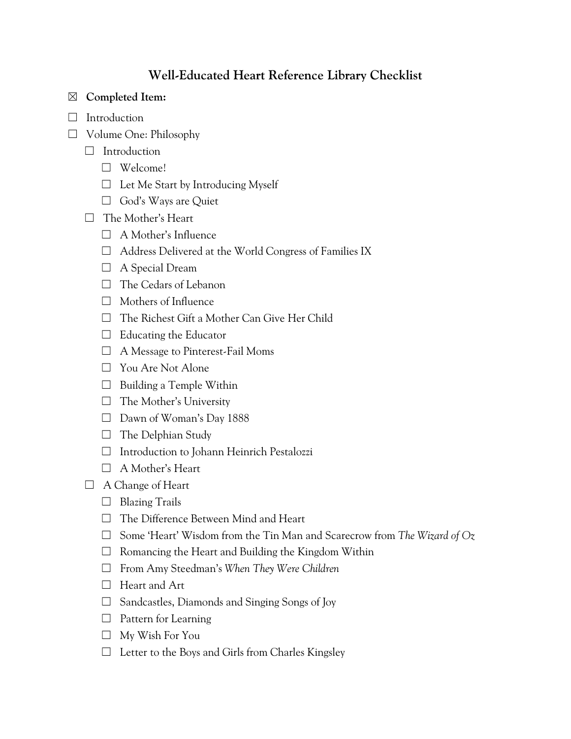# Well-Educated Heart Reference Library Checklist

☒ **Completed Item:**

- ☐ Introduction
- ☐ Volume One: Philosophy
  - ☐ Introduction
    - ☐ Welcome!
    - ☐ Let Me Start by Introducing Myself
    - ☐ God's Ways are Quiet
  - ☐ The Mother's Heart
    - ☐ A Mother's Influence
    - ☐ Address Delivered at the World Congress of Families IX
    - ☐ A Special Dream
    - ☐ The Cedars of Lebanon
    - ☐ Mothers of Influence
    - ☐ The Richest Gift a Mother Can Give Her Child
    - ☐ Educating the Educator
    - ☐ A Message to Pinterest-Fail Moms
    - ☐ You Are Not Alone
    - ☐ Building a Temple Within
    - ☐ The Mother's University
    - ☐ Dawn of Woman's Day 1888
    - ☐ The Delphian Study
    - ☐ Introduction to Johann Heinrich Pestalozzi
    - ☐ A Mother's Heart
  - ☐ A Change of Heart
    - ☐ Blazing Trails
    - ☐ The Difference Between Mind and Heart
    - ☐ Some 'Heart' Wisdom from the Tin Man and Scarecrow from *The Wizard of Oz*
    - ☐ Romancing the Heart and Building the Kingdom Within
    - ☐ From Amy Steedman's *When They Were Children*
    - ☐ Heart and Art
    - ☐ Sandcastles, Diamonds and Singing Songs of Joy
    - ☐ Pattern for Learning
    - ☐ My Wish For You
    - ☐ Letter to the Boys and Girls from Charles Kingsley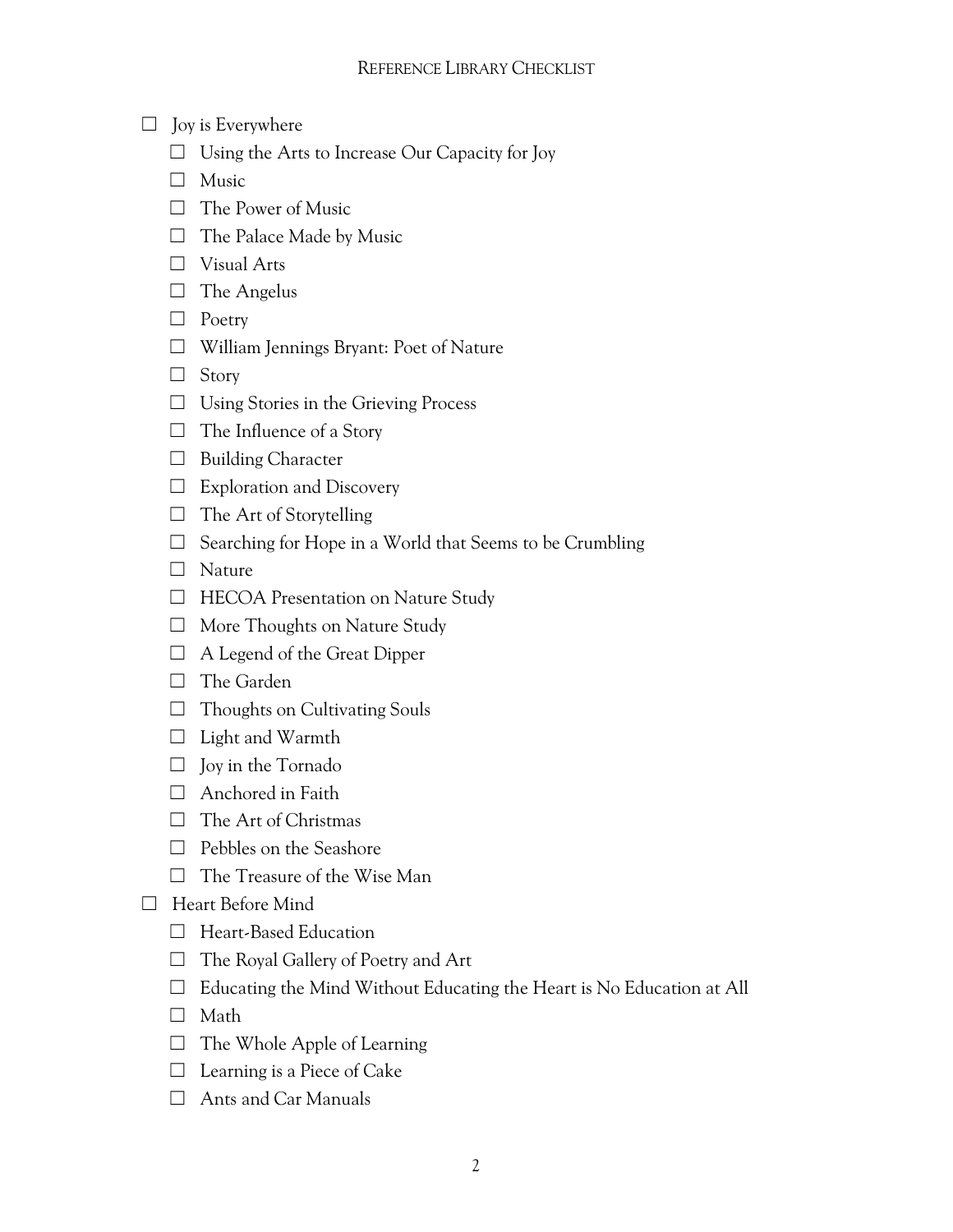# Reference Library Checklist

- ☐ Joy is Everywhere
  - ☐ Using the Arts to Increase Our Capacity for Joy
  - ☐ Music
  - ☐ The Power of Music
  - ☐ The Palace Made by Music
  - ☐ Visual Arts
  - ☐ The Angelus
  - ☐ Poetry
  - ☐ William Jennings Bryant: Poet of Nature
  - ☐ Story
  - ☐ Using Stories in the Grieving Process
  - ☐ The Influence of a Story
  - ☐ Building Character
  - ☐ Exploration and Discovery
  - ☐ The Art of Storytelling
  - ☐ Searching for Hope in a World that Seems to be Crumbling
  - ☐ Nature
  - ☐ HECOA Presentation on Nature Study
  - ☐ More Thoughts on Nature Study
  - ☐ A Legend of the Great Dipper
  - ☐ The Garden
  - ☐ Thoughts on Cultivating Souls
  - ☐ Light and Warmth
  - ☐ Joy in the Tornado
  - ☐ Anchored in Faith
  - ☐ The Art of Christmas
  - ☐ Pebbles on the Seashore
  - ☐ The Treasure of the Wise Man
- ☐ Heart Before Mind
  - ☐ Heart-Based Education
  - ☐ The Royal Gallery of Poetry and Art
  - ☐ Educating the Mind Without Educating the Heart is No Education at All
  - ☐ Math
  - ☐ The Whole Apple of Learning
  - ☐ Learning is a Piece of Cake
  - ☐ Ants and Car Manuals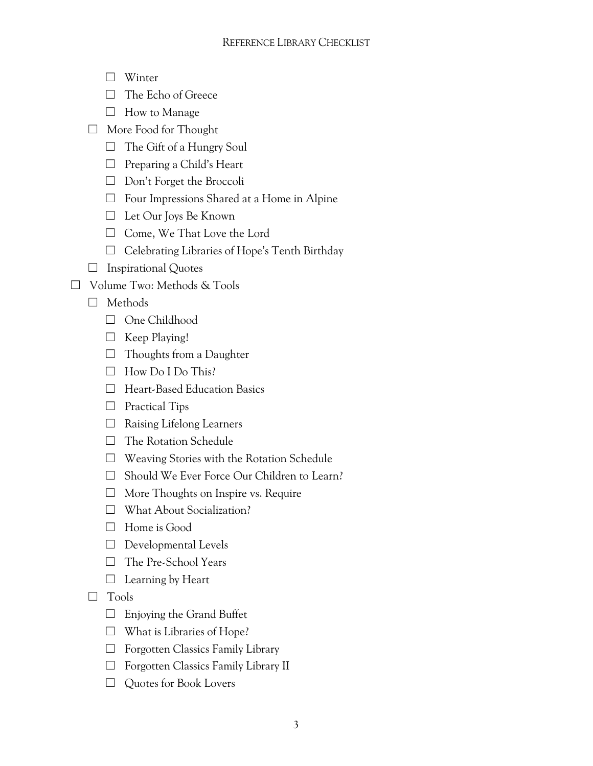- ☐ Winter
- ☐ The Echo of Greece
- ☐ How to Manage

- ☐ More Food for Thought
  - ☐ The Gift of a Hungry Soul
  - ☐ Preparing a Child's Heart
  - ☐ Don't Forget the Broccoli
  - ☐ Four Impressions Shared at a Home in Alpine
  - ☐ Let Our Joys Be Known
  - ☐ Come, We That Love the Lord
  - ☐ Celebrating Libraries of Hope's Tenth Birthday
- ☐ Inspirational Quotes

- ☐ Volume Two: Methods & Tools
  - ☐ Methods
    - ☐ One Childhood
    - ☐ Keep Playing!
    - ☐ Thoughts from a Daughter
    - ☐ How Do I Do This?
    - ☐ Heart-Based Education Basics
    - ☐ Practical Tips
    - ☐ Raising Lifelong Learners
    - ☐ The Rotation Schedule
    - ☐ Weaving Stories with the Rotation Schedule
    - ☐ Should We Ever Force Our Children to Learn?
    - ☐ More Thoughts on Inspire vs. Require
    - ☐ What About Socialization?
    - ☐ Home is Good
    - ☐ Developmental Levels
    - ☐ The Pre-School Years
    - ☐ Learning by Heart
  - ☐ Tools
    - ☐ Enjoying the Grand Buffet
    - ☐ What is Libraries of Hope?
    - ☐ Forgotten Classics Family Library
    - ☐ Forgotten Classics Family Library II
    - ☐ Quotes for Book Lovers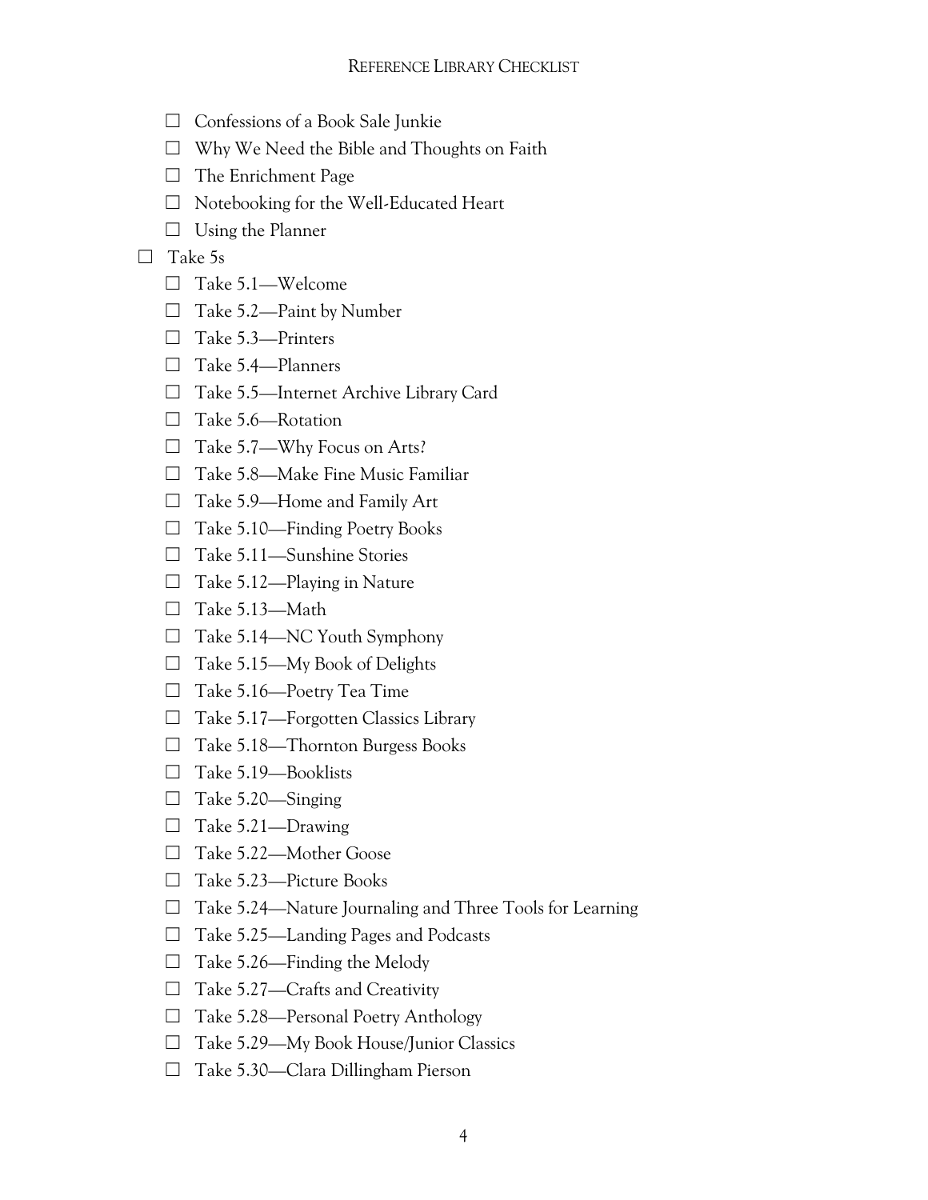- ☐ Confessions of a Book Sale Junkie
- ☐ Why We Need the Bible and Thoughts on Faith
- ☐ The Enrichment Page
- ☐ Notebooking for the Well-Educated Heart
- ☐ Using the Planner

☐ Take 5s

- ☐ Take 5.1—Welcome
- ☐ Take 5.2—Paint by Number
- ☐ Take 5.3—Printers
- ☐ Take 5.4—Planners
- ☐ Take 5.5—Internet Archive Library Card
- ☐ Take 5.6—Rotation
- ☐ Take 5.7—Why Focus on Arts?
- ☐ Take 5.8—Make Fine Music Familiar
- ☐ Take 5.9—Home and Family Art
- ☐ Take 5.10—Finding Poetry Books
- ☐ Take 5.11—Sunshine Stories
- ☐ Take 5.12—Playing in Nature
- ☐ Take 5.13—Math
- ☐ Take 5.14—NC Youth Symphony
- ☐ Take 5.15—My Book of Delights
- ☐ Take 5.16—Poetry Tea Time
- ☐ Take 5.17—Forgotten Classics Library
- ☐ Take 5.18—Thornton Burgess Books
- ☐ Take 5.19—Booklists
- ☐ Take 5.20—Singing
- ☐ Take 5.21—Drawing
- ☐ Take 5.22—Mother Goose
- ☐ Take 5.23—Picture Books
- ☐ Take 5.24—Nature Journaling and Three Tools for Learning
- ☐ Take 5.25—Landing Pages and Podcasts
- ☐ Take 5.26—Finding the Melody
- ☐ Take 5.27—Crafts and Creativity
- ☐ Take 5.28—Personal Poetry Anthology
- ☐ Take 5.29—My Book House/Junior Classics
- ☐ Take 5.30—Clara Dillingham Pierson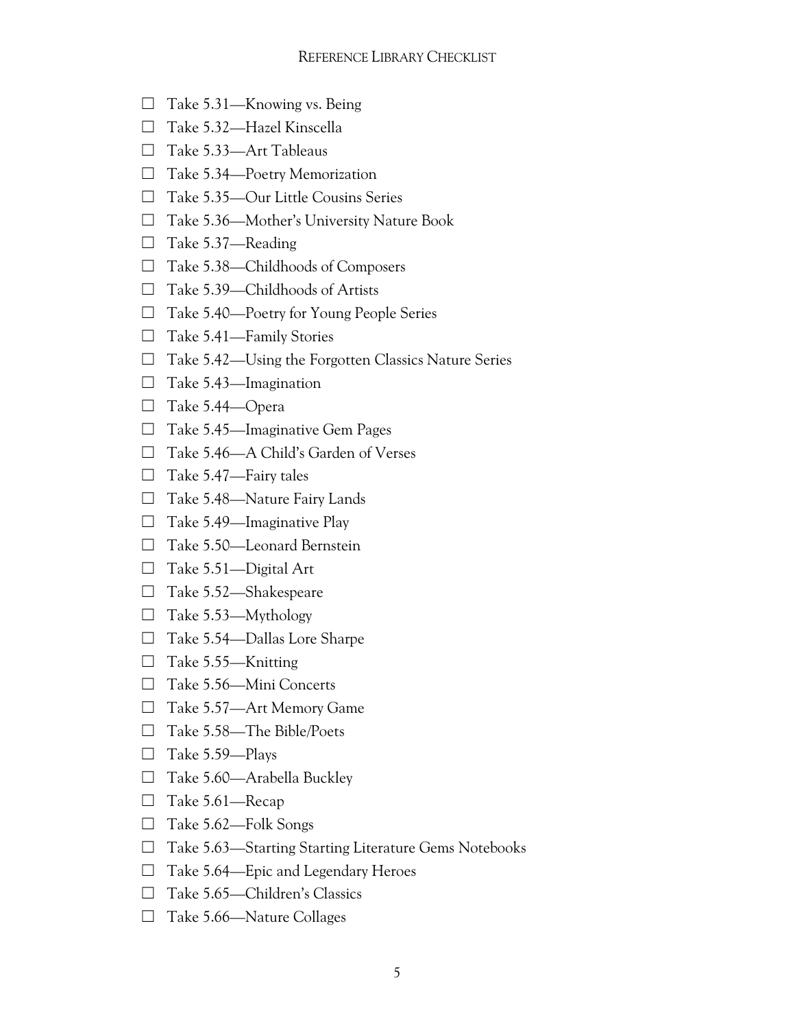- ☐ Take 5.31—Knowing vs. Being
- ☐ Take 5.32—Hazel Kinscella
- ☐ Take 5.33—Art Tableaus
- ☐ Take 5.34—Poetry Memorization
- ☐ Take 5.35—Our Little Cousins Series
- ☐ Take 5.36—Mother's University Nature Book
- ☐ Take 5.37—Reading
- ☐ Take 5.38—Childhoods of Composers
- ☐ Take 5.39—Childhoods of Artists
- ☐ Take 5.40—Poetry for Young People Series
- ☐ Take 5.41—Family Stories
- ☐ Take 5.42—Using the Forgotten Classics Nature Series
- ☐ Take 5.43—Imagination
- ☐ Take 5.44—Opera
- ☐ Take 5.45—Imaginative Gem Pages
- ☐ Take 5.46—A Child's Garden of Verses
- ☐ Take 5.47—Fairy tales
- ☐ Take 5.48—Nature Fairy Lands
- ☐ Take 5.49—Imaginative Play
- ☐ Take 5.50—Leonard Bernstein
- ☐ Take 5.51—Digital Art
- ☐ Take 5.52—Shakespeare
- ☐ Take 5.53—Mythology
- ☐ Take 5.54—Dallas Lore Sharpe
- ☐ Take 5.55—Knitting
- ☐ Take 5.56—Mini Concerts
- ☐ Take 5.57—Art Memory Game
- ☐ Take 5.58—The Bible/Poets
- ☐ Take 5.59—Plays
- ☐ Take 5.60—Arabella Buckley
- ☐ Take 5.61—Recap
- ☐ Take 5.62—Folk Songs
- ☐ Take 5.63—Starting Starting Literature Gems Notebooks
- ☐ Take 5.64—Epic and Legendary Heroes
- ☐ Take 5.65—Children's Classics
- ☐ Take 5.66—Nature Collages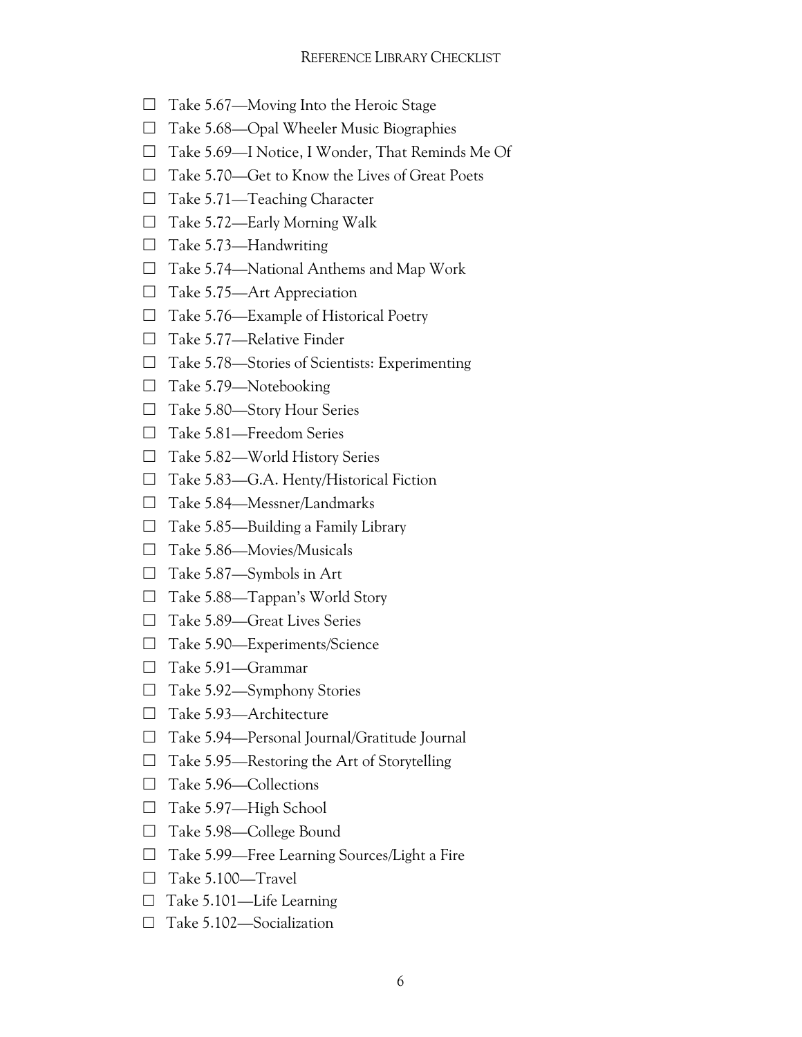- ☐ Take 5.67—Moving Into the Heroic Stage
- ☐ Take 5.68—Opal Wheeler Music Biographies
- ☐ Take 5.69—I Notice, I Wonder, That Reminds Me Of
- ☐ Take 5.70—Get to Know the Lives of Great Poets
- ☐ Take 5.71—Teaching Character
- ☐ Take 5.72—Early Morning Walk
- ☐ Take 5.73—Handwriting
- ☐ Take 5.74—National Anthems and Map Work
- ☐ Take 5.75—Art Appreciation
- ☐ Take 5.76—Example of Historical Poetry
- ☐ Take 5.77—Relative Finder
- ☐ Take 5.78—Stories of Scientists: Experimenting
- ☐ Take 5.79—Notebooking
- ☐ Take 5.80—Story Hour Series
- ☐ Take 5.81—Freedom Series
- ☐ Take 5.82—World History Series
- ☐ Take 5.83—G.A. Henty/Historical Fiction
- ☐ Take 5.84—Messner/Landmarks
- ☐ Take 5.85—Building a Family Library
- ☐ Take 5.86—Movies/Musicals
- ☐ Take 5.87—Symbols in Art
- ☐ Take 5.88—Tappan's World Story
- ☐ Take 5.89—Great Lives Series
- ☐ Take 5.90—Experiments/Science
- ☐ Take 5.91—Grammar
- ☐ Take 5.92—Symphony Stories
- ☐ Take 5.93—Architecture
- ☐ Take 5.94—Personal Journal/Gratitude Journal
- ☐ Take 5.95—Restoring the Art of Storytelling
- ☐ Take 5.96—Collections
- ☐ Take 5.97—High School
- ☐ Take 5.98—College Bound
- ☐ Take 5.99—Free Learning Sources/Light a Fire
- ☐ Take 5.100—Travel
- ☐ Take 5.101—Life Learning
- ☐ Take 5.102—Socialization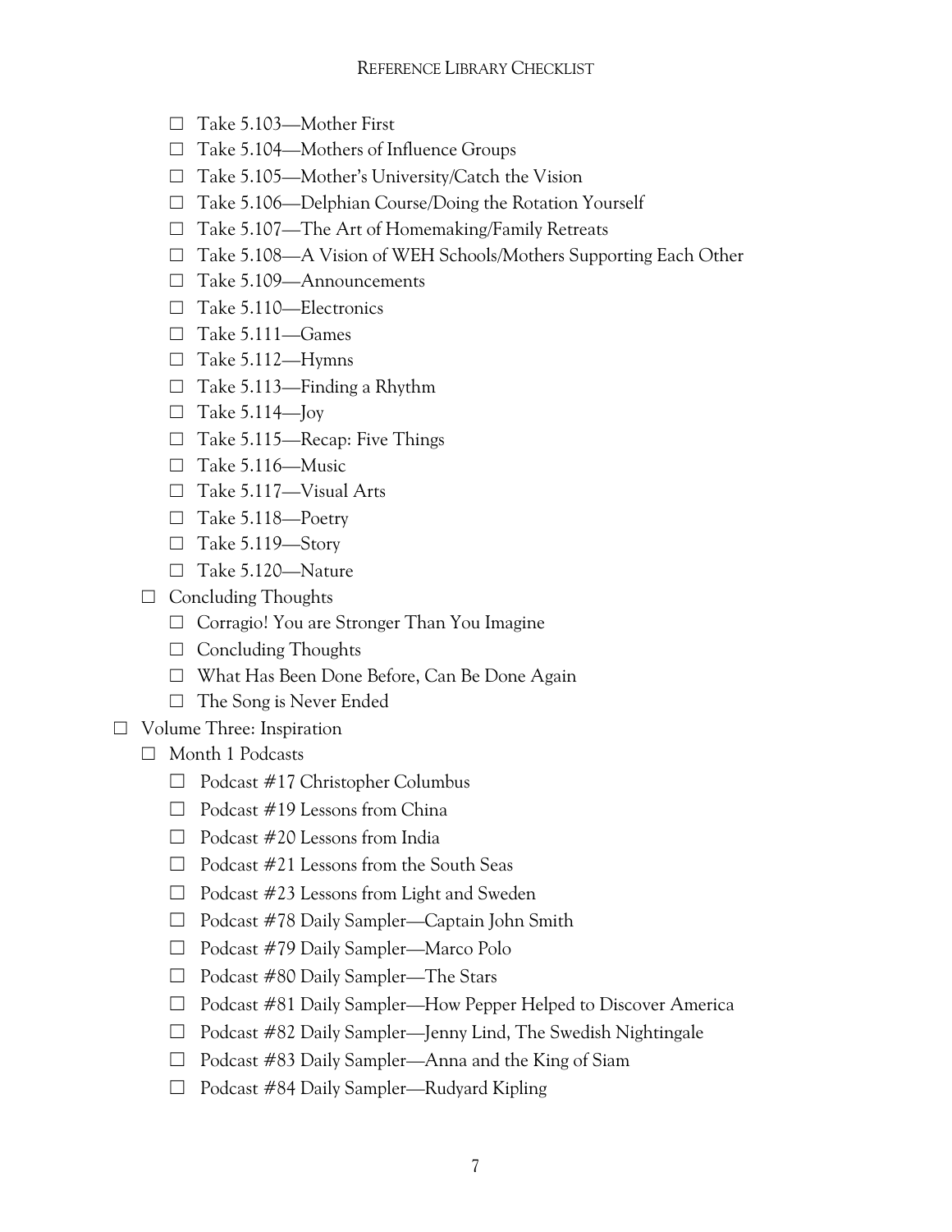- ☐ Take 5.103—Mother First
    - ☐ Take 5.104—Mothers of Influence Groups
    - ☐ Take 5.105—Mother's University/Catch the Vision
    - ☐ Take 5.106—Delphian Course/Doing the Rotation Yourself
    - ☐ Take 5.107—The Art of Homemaking/Family Retreats
    - ☐ Take 5.108—A Vision of WEH Schools/Mothers Supporting Each Other
    - ☐ Take 5.109—Announcements
    - ☐ Take 5.110—Electronics
    - ☐ Take 5.111—Games
    - ☐ Take 5.112—Hymns
    - ☐ Take 5.113—Finding a Rhythm
    - ☐ Take 5.114—Joy
    - ☐ Take 5.115—Recap: Five Things
    - ☐ Take 5.116—Music
    - ☐ Take 5.117—Visual Arts
    - ☐ Take 5.118—Poetry
    - ☐ Take 5.119—Story
    - ☐ Take 5.120—Nature
  - ☐ Concluding Thoughts
    - ☐ Corragio! You are Stronger Than You Imagine
    - ☐ Concluding Thoughts
    - ☐ What Has Been Done Before, Can Be Done Again
    - ☐ The Song is Never Ended
- ☐ Volume Three: Inspiration
  - ☐ Month 1 Podcasts
    - ☐ Podcast #17 Christopher Columbus
    - ☐ Podcast #19 Lessons from China
    - ☐ Podcast #20 Lessons from India
    - ☐ Podcast #21 Lessons from the South Seas
    - ☐ Podcast #23 Lessons from Light and Sweden
    - ☐ Podcast #78 Daily Sampler—Captain John Smith
    - ☐ Podcast #79 Daily Sampler—Marco Polo
    - ☐ Podcast #80 Daily Sampler—The Stars
    - ☐ Podcast #81 Daily Sampler—How Pepper Helped to Discover America
    - ☐ Podcast #82 Daily Sampler—Jenny Lind, The Swedish Nightingale
    - ☐ Podcast #83 Daily Sampler—Anna and the King of Siam
    - ☐ Podcast #84 Daily Sampler—Rudyard Kipling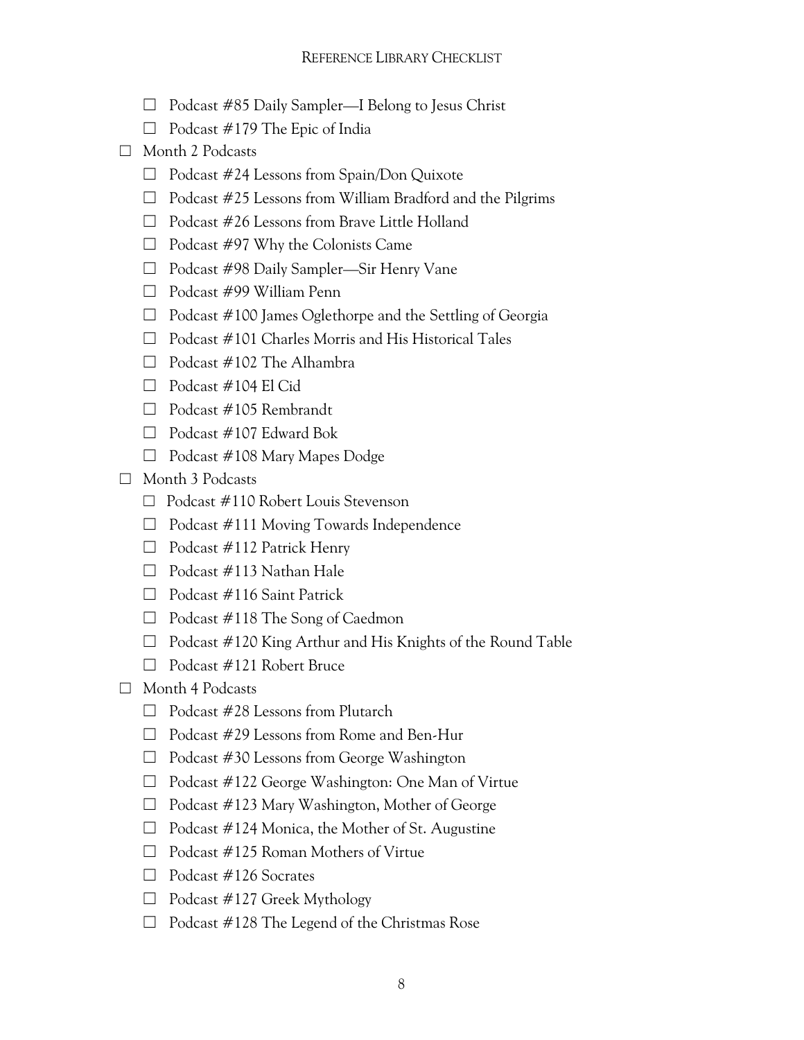- ☐ Podcast #85 Daily Sampler—I Belong to Jesus Christ
- ☐ Podcast #179 The Epic of India

☐ Month 2 Podcasts

- ☐ Podcast #24 Lessons from Spain/Don Quixote
- ☐ Podcast #25 Lessons from William Bradford and the Pilgrims
- ☐ Podcast #26 Lessons from Brave Little Holland
- ☐ Podcast #97 Why the Colonists Came
- ☐ Podcast #98 Daily Sampler—Sir Henry Vane
- ☐ Podcast #99 William Penn
- ☐ Podcast #100 James Oglethorpe and the Settling of Georgia
- ☐ Podcast #101 Charles Morris and His Historical Tales
- ☐ Podcast #102 The Alhambra
- ☐ Podcast #104 El Cid
- ☐ Podcast #105 Rembrandt
- ☐ Podcast #107 Edward Bok
- ☐ Podcast #108 Mary Mapes Dodge

☐ Month 3 Podcasts

- ☐ Podcast #110 Robert Louis Stevenson
- ☐ Podcast #111 Moving Towards Independence
- ☐ Podcast #112 Patrick Henry
- ☐ Podcast #113 Nathan Hale
- ☐ Podcast #116 Saint Patrick
- ☐ Podcast #118 The Song of Caedmon
- ☐ Podcast #120 King Arthur and His Knights of the Round Table
- ☐ Podcast #121 Robert Bruce

☐ Month 4 Podcasts

- ☐ Podcast #28 Lessons from Plutarch
- ☐ Podcast #29 Lessons from Rome and Ben-Hur
- ☐ Podcast #30 Lessons from George Washington
- ☐ Podcast #122 George Washington: One Man of Virtue
- ☐ Podcast #123 Mary Washington, Mother of George
- ☐ Podcast #124 Monica, the Mother of St. Augustine
- ☐ Podcast #125 Roman Mothers of Virtue
- ☐ Podcast #126 Socrates
- ☐ Podcast #127 Greek Mythology
- ☐ Podcast #128 The Legend of the Christmas Rose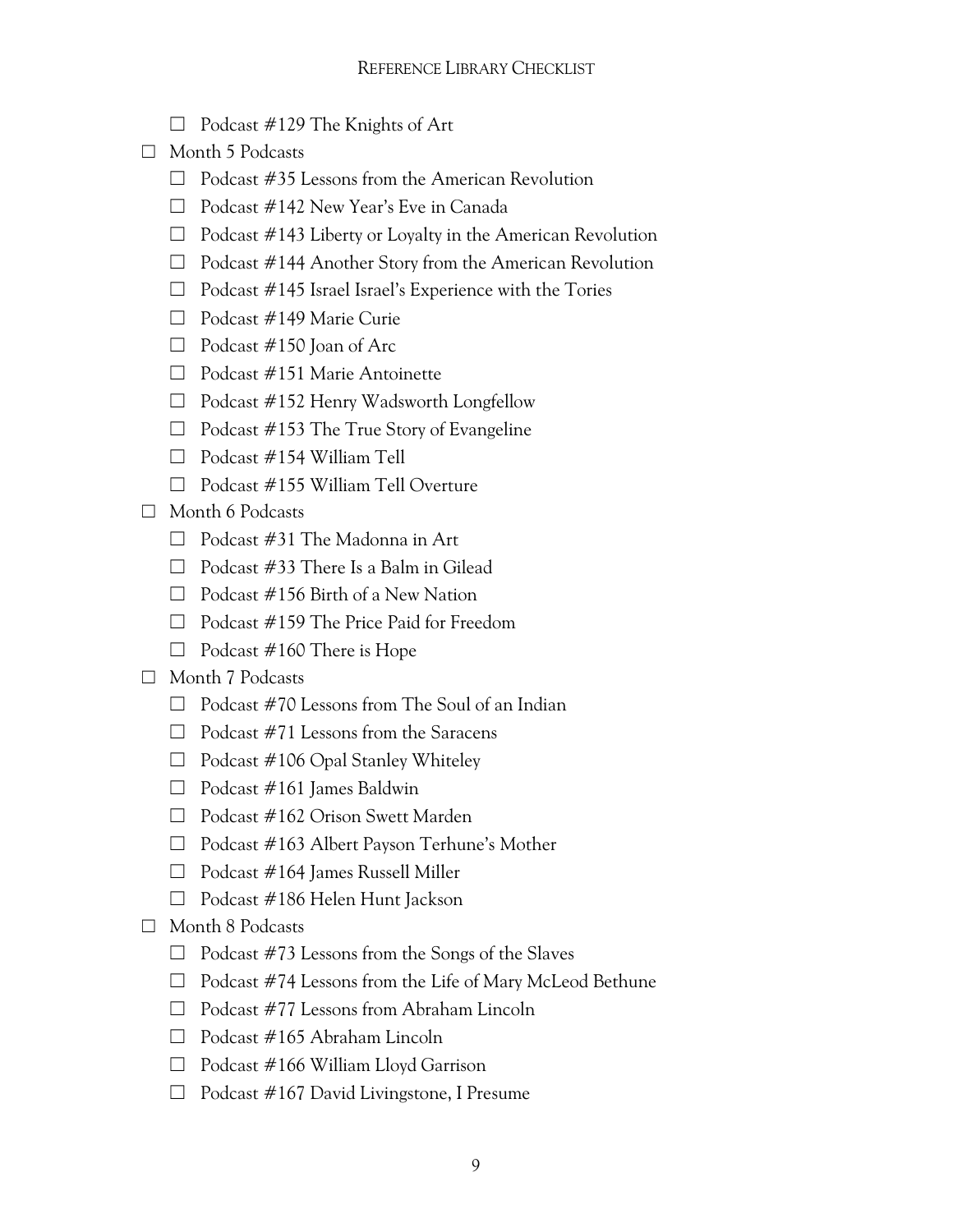- ☐ Podcast #129 The Knights of Art

- ☐ Month 5 Podcasts
  - ☐ Podcast #35 Lessons from the American Revolution
  - ☐ Podcast #142 New Year's Eve in Canada
  - ☐ Podcast #143 Liberty or Loyalty in the American Revolution
  - ☐ Podcast #144 Another Story from the American Revolution
  - ☐ Podcast #145 Israel Israel's Experience with the Tories
  - ☐ Podcast #149 Marie Curie
  - ☐ Podcast #150 Joan of Arc
  - ☐ Podcast #151 Marie Antoinette
  - ☐ Podcast #152 Henry Wadsworth Longfellow
  - ☐ Podcast #153 The True Story of Evangeline
  - ☐ Podcast #154 William Tell
  - ☐ Podcast #155 William Tell Overture
- ☐ Month 6 Podcasts
  - ☐ Podcast #31 The Madonna in Art
  - ☐ Podcast #33 There Is a Balm in Gilead
  - ☐ Podcast #156 Birth of a New Nation
  - ☐ Podcast #159 The Price Paid for Freedom
  - ☐ Podcast #160 There is Hope
- ☐ Month 7 Podcasts
  - ☐ Podcast #70 Lessons from The Soul of an Indian
  - ☐ Podcast #71 Lessons from the Saracens
  - ☐ Podcast #106 Opal Stanley Whiteley
  - ☐ Podcast #161 James Baldwin
  - ☐ Podcast #162 Orison Swett Marden
  - ☐ Podcast #163 Albert Payson Terhune's Mother
  - ☐ Podcast #164 James Russell Miller
  - ☐ Podcast #186 Helen Hunt Jackson
- ☐ Month 8 Podcasts
  - ☐ Podcast #73 Lessons from the Songs of the Slaves
  - ☐ Podcast #74 Lessons from the Life of Mary McLeod Bethune
  - ☐ Podcast #77 Lessons from Abraham Lincoln
  - ☐ Podcast #165 Abraham Lincoln
  - ☐ Podcast #166 William Lloyd Garrison
  - ☐ Podcast #167 David Livingstone, I Presume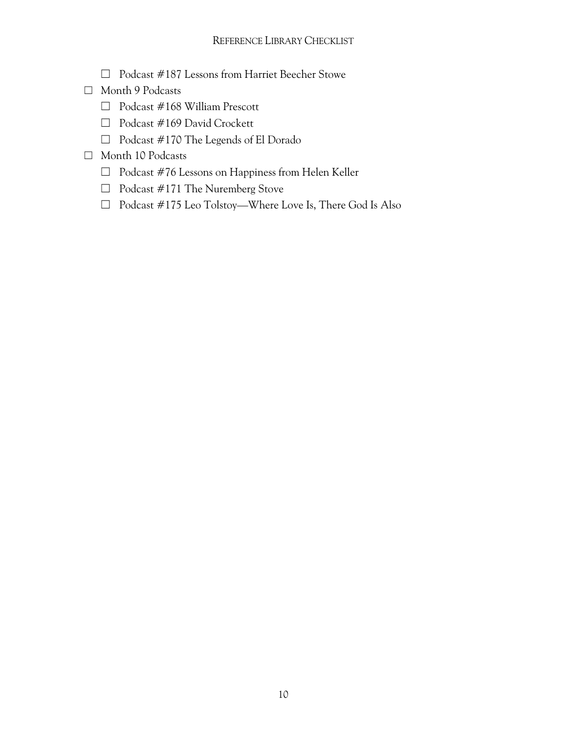- ☐ Podcast #187 Lessons from Harriet Beecher Stowe

☐ Month 9 Podcasts

- ☐ Podcast #168 William Prescott
- ☐ Podcast #169 David Crockett
- ☐ Podcast #170 The Legends of El Dorado

☐ Month 10 Podcasts

- ☐ Podcast #76 Lessons on Happiness from Helen Keller
- ☐ Podcast #171 The Nuremberg Stove
- ☐ Podcast #175 Leo Tolstoy—Where Love Is, There God Is Also